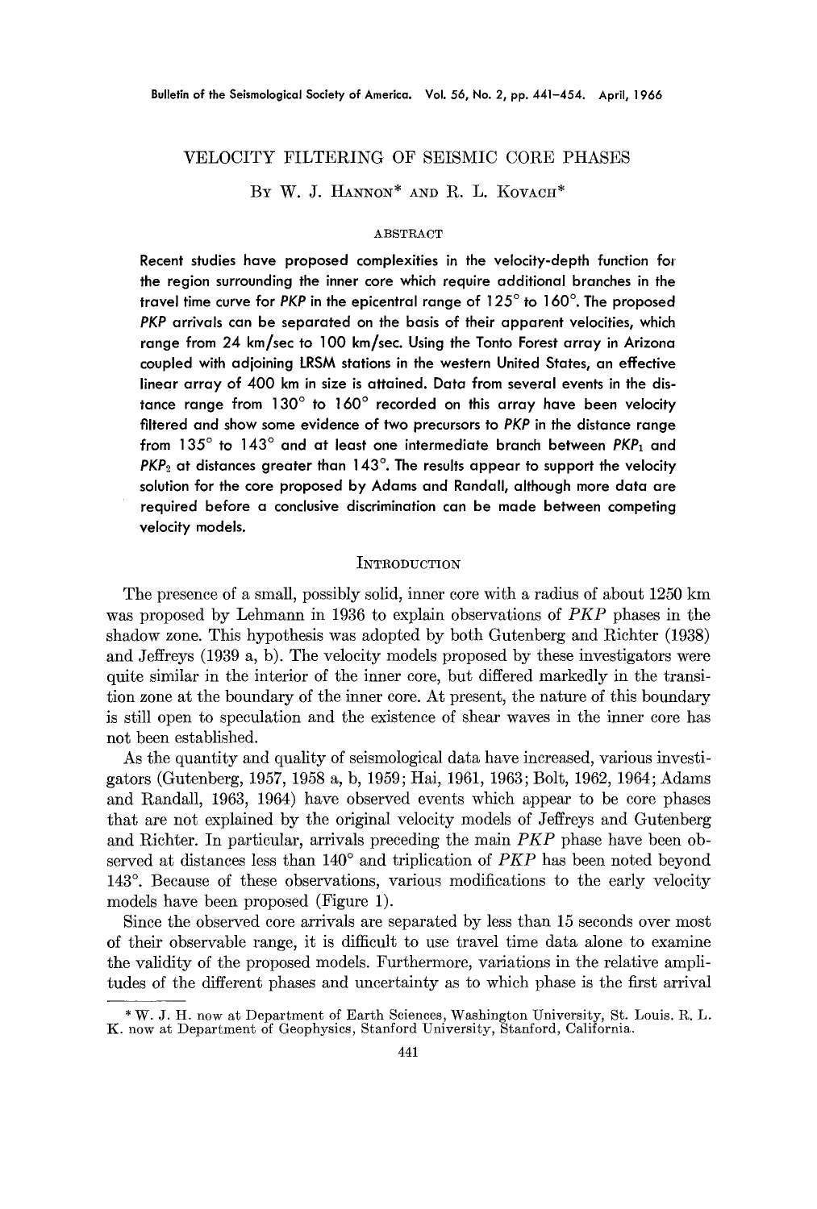# VELOCITY FILTERING OF SEISMIC CORE PHASES

By W. J. Hannon* and R. L. Kovach*

## ABSTRACT

**Recent studies have proposed complexities in the velocity-depth function for the region surrounding the inner core which require additional branches in the travel time curve for *PKP* in the epicentral range of 125° to 160°. The proposed *PKP* arrivals can be separated on the basis of their apparent velocities, which range from 24 km/sec to 100 km/sec. Using the Tonto Forest array in Arizona coupled with adjoining LRSM stations in the western United States, an effective linear array of 400 km in size is attained. Data from several events in the distance range from 130° to 160° recorded on this array have been velocity filtered and show some evidence of two precursors to *PKP* in the distance range from 135° to 143° and at least one intermediate branch between $PKP_1$ and $PKP_2$ at distances greater than 143°. The results appear to support the velocity solution for the core proposed by Adams and Randall, although more data are required before a conclusive discrimination can be made between competing velocity models.**

## INTRODUCTION

The presence of a small, possibly solid, inner core with a radius of about 1250 km was proposed by Lehmann in 1936 to explain observations of *PKP* phases in the shadow zone. This hypothesis was adopted by both Gutenberg and Richter (1938) and Jeffreys (1939 a, b). The velocity models proposed by these investigators were quite similar in the interior of the inner core, but differed markedly in the transition zone at the boundary of the inner core. At present, the nature of this boundary is still open to speculation and the existence of shear waves in the inner core has not been established.

As the quantity and quality of seismological data have increased, various investigators (Gutenberg, 1957, 1958 a, b, 1959; Hai, 1961, 1963; Bolt, 1962, 1964; Adams and Randall, 1963, 1964) have observed events which appear to be core phases that are not explained by the original velocity models of Jeffreys and Gutenberg and Richter. In particular, arrivals preceding the main *PKP* phase have been observed at distances less than 140° and triplication of *PKP* has been noted beyond 143°. Because of these observations, various modifications to the early velocity models have been proposed (Figure 1).

Since the observed core arrivals are separated by less than 15 seconds over most of their observable range, it is difficult to use travel time data alone to examine the validity of the proposed models. Furthermore, variations in the relative amplitudes of the different phases and uncertainty as to which phase is the first arrival

---

* W. J. H. now at Department of Earth Sciences, Washington University, St. Louis. R. L. K. now at Department of Geophysics, Stanford University, Stanford, California.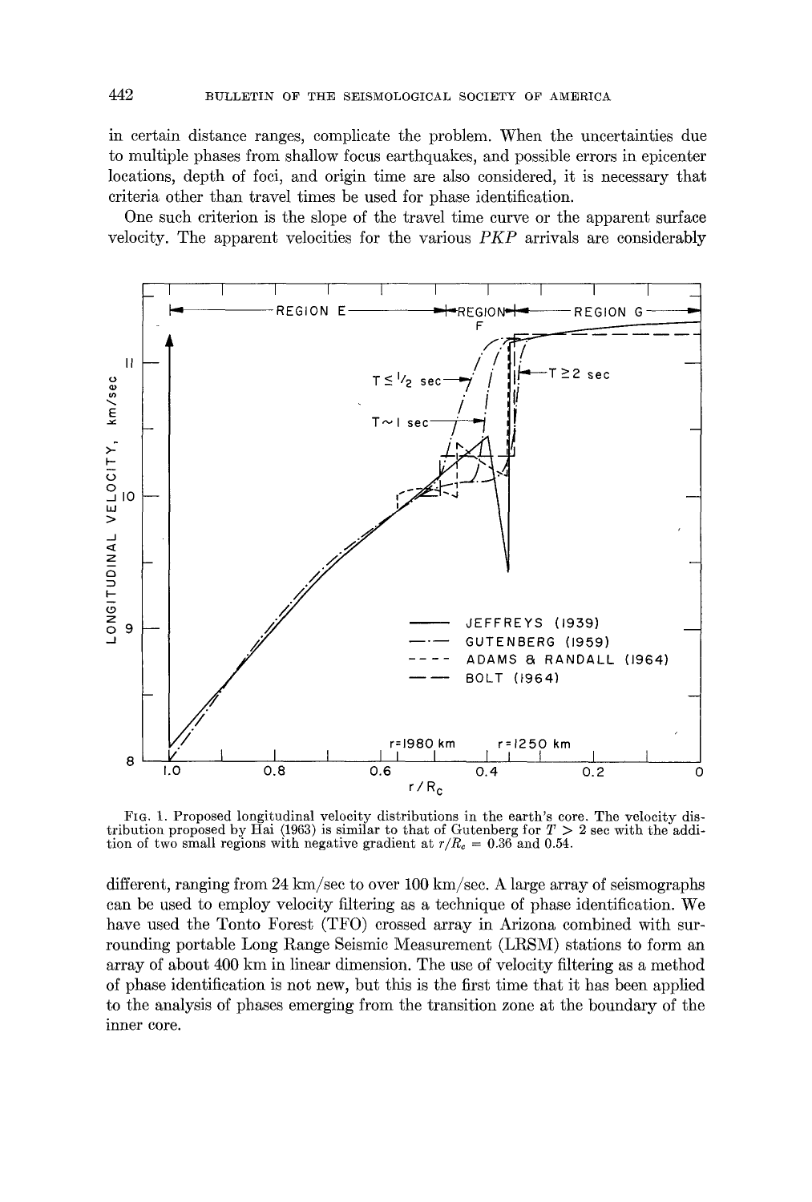in certain distance ranges, complicate the problem. When the uncertainties due to multiple phases from shallow focus earthquakes, and possible errors in epicenter locations, depth of foci, and origin time are also considered, it is necessary that criteria other than travel times be used for phase identification.

One such criterion is the slope of the travel time curve or the apparent surface velocity. The apparent velocities for the various *PKP* arrivals are considerably

REGION E
REGION F
REGION G
$T \leq 1/2$ sec
$T \sim 1$ sec
$T \geq 2$ sec
JEFFREYS (1939)
GUTENBERG (1959)
ADAMS & RANDALL (1964)
BOLT (1964)
r=1980 km
r=1250 km
LONGITUDINAL VELOCITY, km/sec
8
9
10
11
1.0
0.8
0.6
0.4
0.2
0
$r/R_c$

FIG. 1. Proposed longitudinal velocity distributions in the earth's core. The velocity distribution proposed by Hai (1963) is similar to that of Gutenberg for $T > 2$ sec with the addition of two small regions with negative gradient at $r/R_c = 0.36$ and 0.54.

different, ranging from 24 km/sec to over 100 km/sec. A large array of seismographs can be used to employ velocity filtering as a technique of phase identification. We have used the Tonto Forest (TFO) crossed array in Arizona combined with surrounding portable Long Range Seismic Measurement (LRSM) stations to form an array of about 400 km in linear dimension. The use of velocity filtering as a method of phase identification is not new, but this is the first time that it has been applied to the analysis of phases emerging from the transition zone at the boundary of the inner core.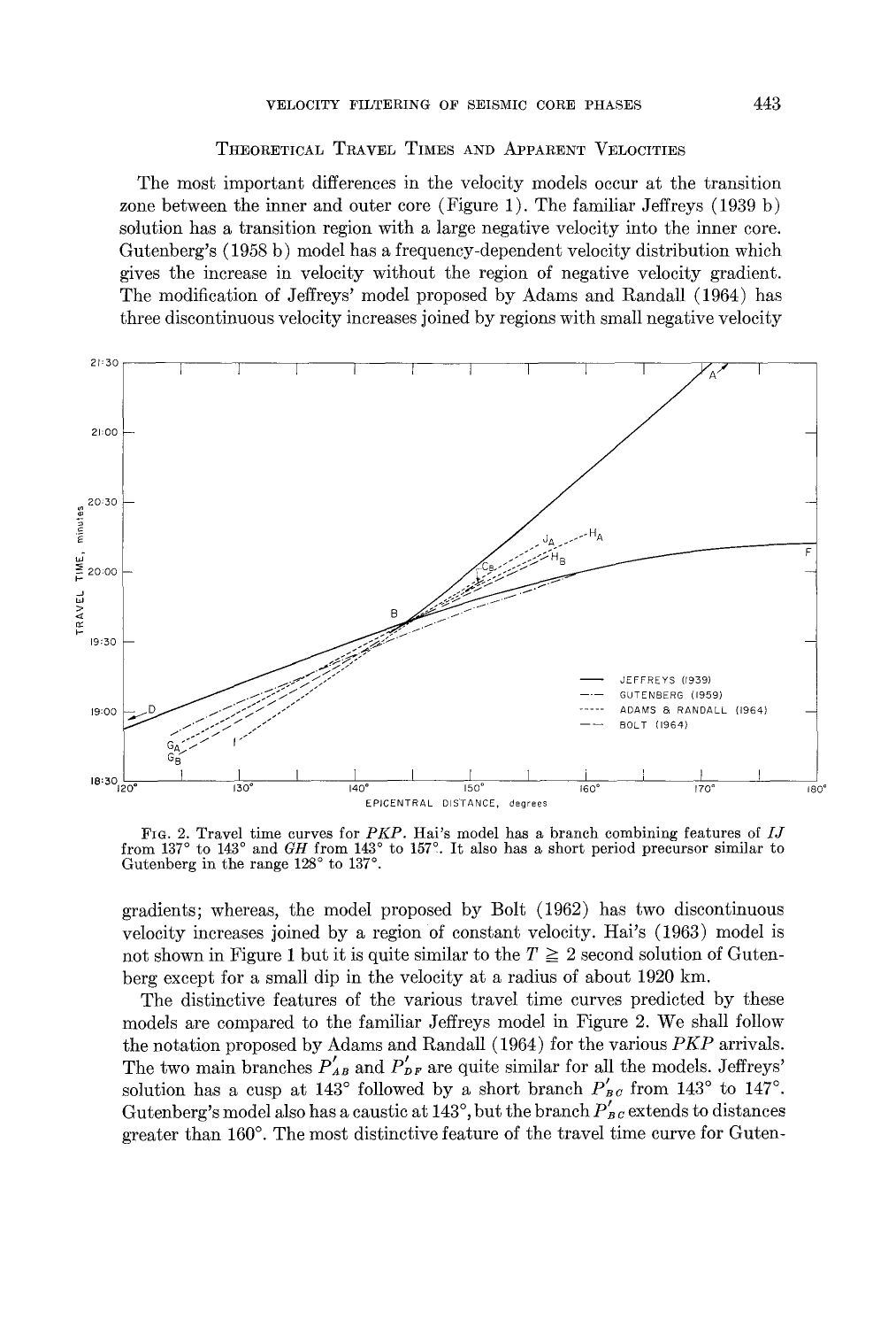### Theoretical Travel Times and Apparent Velocities

The most important differences in the velocity models occur at the transition zone between the inner and outer core (Figure 1). The familiar Jeffreys (1939 b) solution has a transition region with a large negative velocity into the inner core. Gutenberg's (1958 b) model has a frequency-dependent velocity distribution which gives the increase in velocity without the region of negative velocity gradient. The modification of Jeffreys' model proposed by Adams and Randall (1964) has three discontinuous velocity increases joined by regions with small negative velocity

21:30
21:00
20:30
20:00
19:30
19:00
18:30
TRAVEL TIME, minutes
120° 130° 140° 150° 160° 170° 180°
EPICENTRAL DISTANCE, degrees
A
F
B
D
$C_B$
$J_A$
$H_A$
$H_B$
$G_A$
$G_B$
I
JEFFREYS (1939)
GUTENBERG (1959)
ADAMS & RANDALL (1964)
BOLT (1964)

Fig. 2. Travel time curves for *PKP*. Hai's model has a branch combining features of *IJ* from 137° to 143° and *GH* from 143° to 157°. It also has a short period precursor similar to Gutenberg in the range 128° to 137°.

gradients; whereas, the model proposed by Bolt (1962) has two discontinuous velocity increases joined by a region of constant velocity. Hai's (1963) model is not shown in Figure 1 but it is quite similar to the $T \geq 2$ second solution of Gutenberg except for a small dip in the velocity at a radius of about 1920 km.

The distinctive features of the various travel time curves predicted by these models are compared to the familiar Jeffreys model in Figure 2. We shall follow the notation proposed by Adams and Randall (1964) for the various *PKP* arrivals. The two main branches $P'_{AB}$ and $P'_{DF}$ are quite similar for all the models. Jeffreys' solution has a cusp at 143° followed by a short branch $P'_{BC}$ from 143° to 147°. Gutenberg's model also has a caustic at 143°, but the branch $P'_{BC}$ extends to distances greater than 160°. The most distinctive feature of the travel time curve for Guten-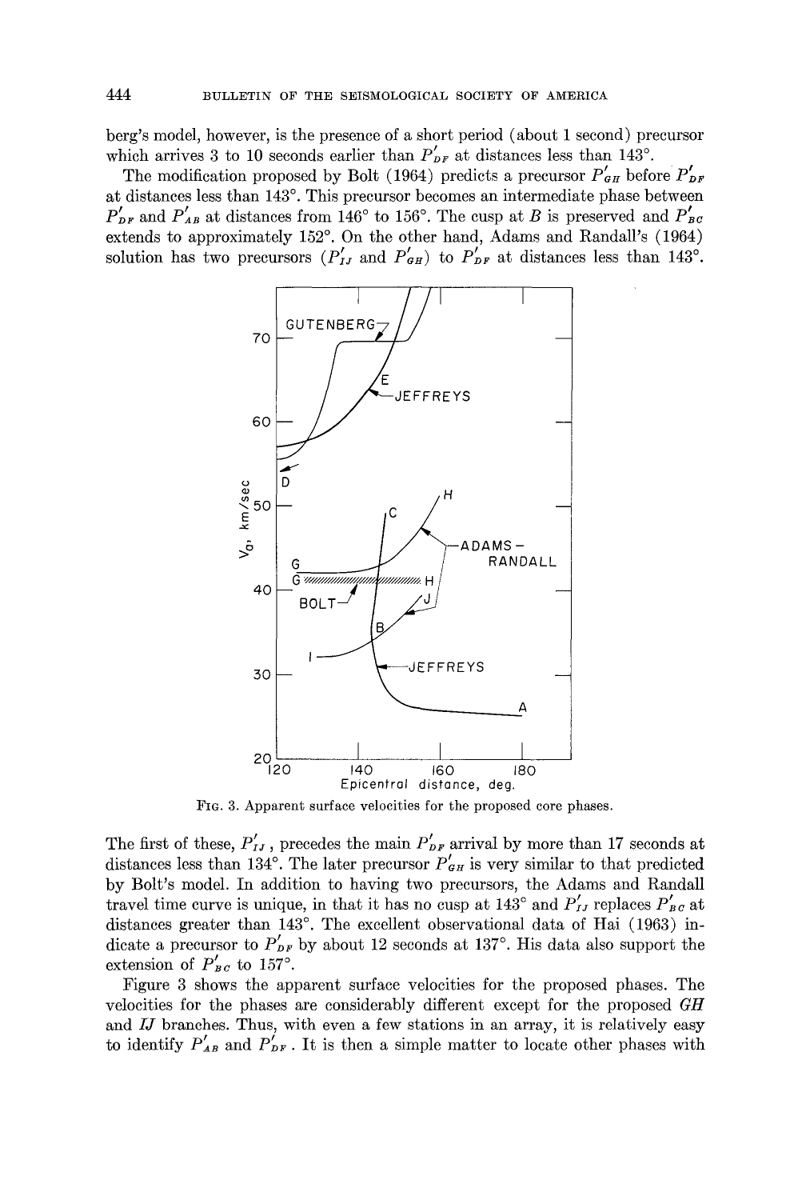berg's model, however, is the presence of a short period (about 1 second) precursor which arrives 3 to 10 seconds earlier than $P'_{DF}$ at distances less than 143°.

The modification proposed by Bolt (1964) predicts a precursor $P'_{GH}$ before $P'_{DF}$ at distances less than 143°. This precursor becomes an intermediate phase between $P'_{DF}$ and $P'_{AB}$ at distances from 146° to 156°. The cusp at $B$ is preserved and $P'_{BC}$ extends to approximately 152°. On the other hand, Adams and Randall's (1964) solution has two precursors ($P'_{IJ}$ and $P'_{GH}$) to $P'_{DF}$ at distances less than 143°.

GUTENBERG
JEFFREYS
E
D
C
H
G
G
H
J
B
I
A
ADAMS – RANDALL
BOLT
JEFFREYS
70
60
50
40
30
20
$V_0$, km/sec
120
140
160
180
Epicentral distance, deg.

FIG. 3. Apparent surface velocities for the proposed core phases.

The first of these, $P'_{IJ}$, precedes the main $P'_{DF}$ arrival by more than 17 seconds at distances less than 134°. The later precursor $P'_{GH}$ is very similar to that predicted by Bolt's model. In addition to having two precursors, the Adams and Randall travel time curve is unique, in that it has no cusp at 143° and $P'_{IJ}$ replaces $P'_{BC}$ at distances greater than 143°. The excellent observational data of Hai (1963) indicate a precursor to $P'_{DF}$ by about 12 seconds at 137°. His data also support the extension of $P'_{BC}$ to 157°.

Figure 3 shows the apparent surface velocities for the proposed phases. The velocities for the phases are considerably different except for the proposed $GH$ and $IJ$ branches. Thus, with even a few stations in an array, it is relatively easy to identify $P'_{AB}$ and $P'_{DF}$. It is then a simple matter to locate other phases with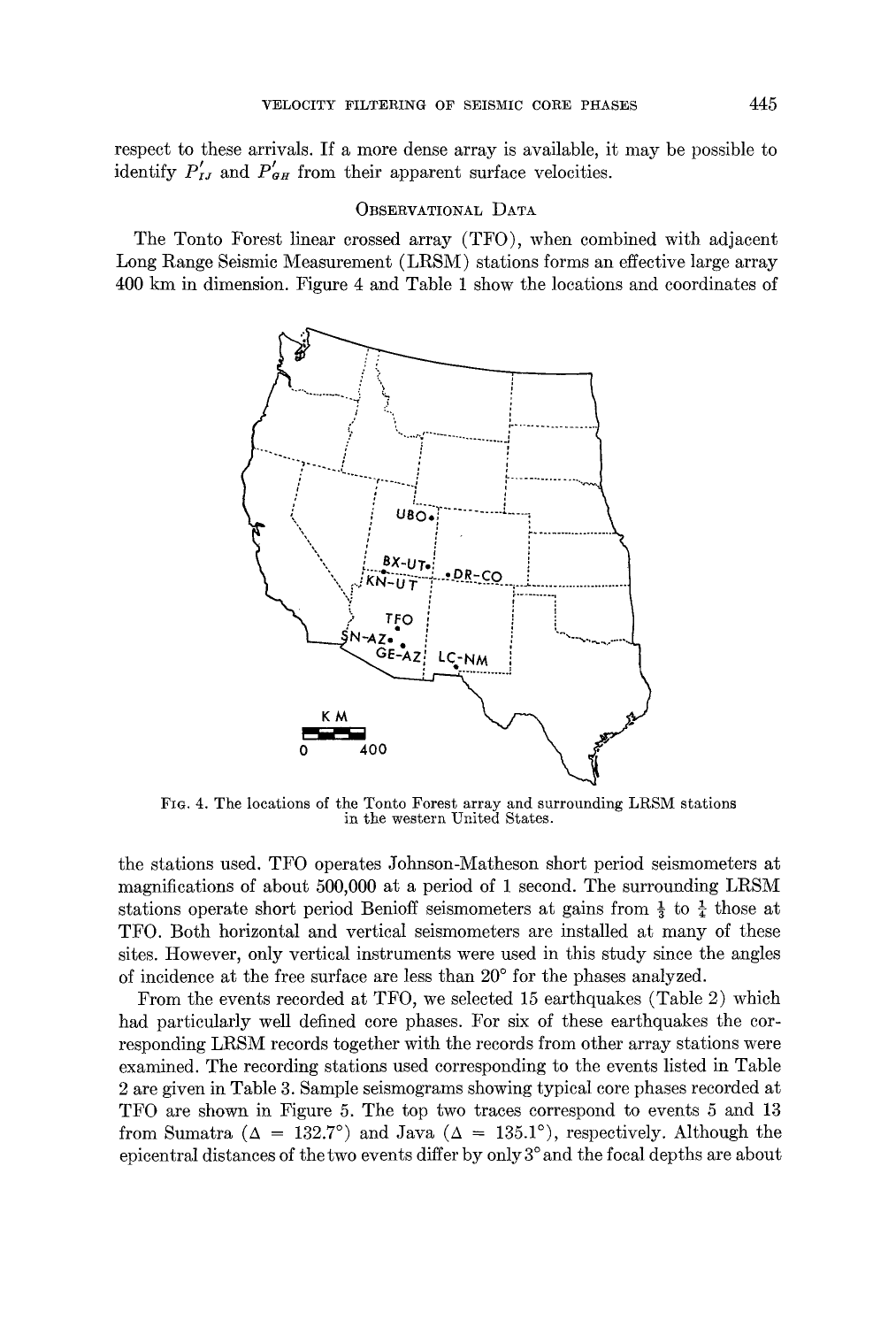respect to these arrivals. If a more dense array is available, it may be possible to identify $P'_{IJ}$ and $P'_{GH}$ from their apparent surface velocities.

## Observational Data

The Tonto Forest linear crossed array (TFO), when combined with adjacent Long Range Seismic Measurement (LRSM) stations forms an effective large array 400 km in dimension. Figure 4 and Table 1 show the locations and coordinates of

UBO
BX-UT
KN-UT
DR-CO
TFO
N-AZ
GE-AZ
LC-NM
KM
0
400

Fig. 4. The locations of the Tonto Forest array and surrounding LRSM stations in the western United States.

the stations used. TFO operates Johnson-Matheson short period seismometers at magnifications of about 500,000 at a period of 1 second. The surrounding LRSM stations operate short period Benioff seismometers at gains from $\frac{1}{3}$ to $\frac{1}{4}$ those at TFO. Both horizontal and vertical seismometers are installed at many of these sites. However, only vertical instruments were used in this study since the angles of incidence at the free surface are less than 20° for the phases analyzed.

From the events recorded at TFO, we selected 15 earthquakes (Table 2) which had particularly well defined core phases. For six of these earthquakes the corresponding LRSM records together with the records from other array stations were examined. The recording stations used corresponding to the events listed in Table 2 are given in Table 3. Sample seismograms showing typical core phases recorded at TFO are shown in Figure 5. The top two traces correspond to events 5 and 13 from Sumatra ($\Delta = 132.7°$) and Java ($\Delta = 135.1°$), respectively. Although the epicentral distances of the two events differ by only 3° and the focal depths are about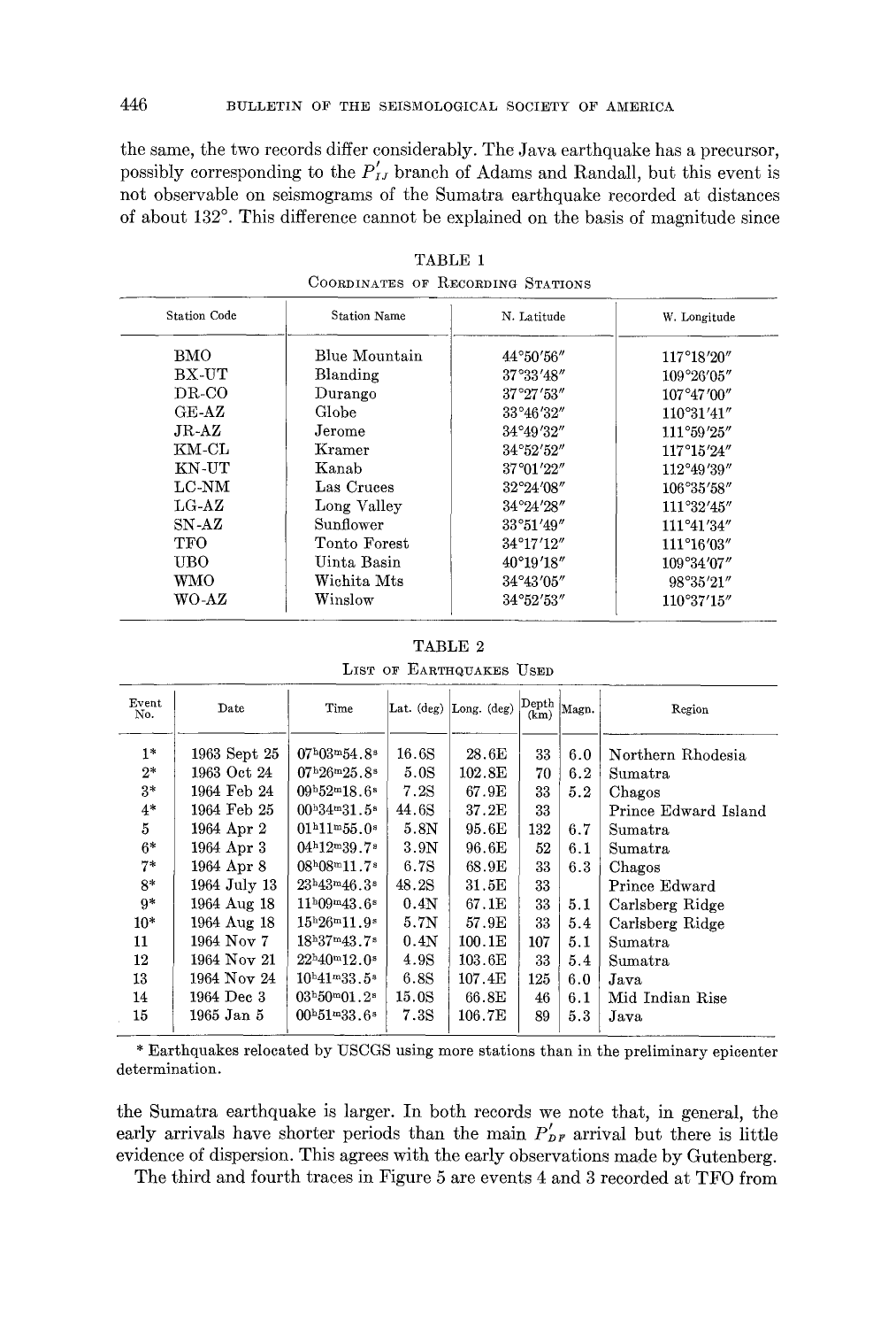the same, the two records differ considerably. The Java earthquake has a precursor, possibly corresponding to the $P'_{IJ}$ branch of Adams and Randall, but this event is not observable on seismograms of the Sumatra earthquake recorded at distances of about 132°. This difference cannot be explained on the basis of magnitude since

TABLE 1

COORDINATES OF RECORDING STATIONS

| Station Code | Station Name | N. Latitude | W. Longitude |
|---|---|---|---|
| BMO | Blue Mountain | 44°50′56″ | 117°18′20″ |
| BX-UT | Blanding | 37°33′48″ | 109°26′05″ |
| DR-CO | Durango | 37°27′53″ | 107°47′00″ |
| GE-AZ | Globe | 33°46′32″ | 110°31′41″ |
| JR-AZ | Jerome | 34°49′32″ | 111°59′25″ |
| KM-CL | Kramer | 34°52′52″ | 117°15′24″ |
| KN-UT | Kanab | 37°01′22″ | 112°49′39″ |
| LC-NM | Las Cruces | 32°24′08″ | 106°35′58″ |
| LG-AZ | Long Valley | 34°24′28″ | 111°32′45″ |
| SN-AZ | Sunflower | 33°51′49″ | 111°41′34″ |
| TFO | Tonto Forest | 34°17′12″ | 111°16′03″ |
| UBO | Uinta Basin | 40°19′18″ | 109°34′07″ |
| WMO | Wichita Mts | 34°43′05″ | 98°35′21″ |
| WO-AZ | Winslow | 34°52′53″ | 110°37′15″ |

TABLE 2

LIST OF EARTHQUAKES USED

| Event No. | Date | Time | Lat. (deg) | Long. (deg) | Depth (km) | Magn. | Region |
|---|---|---|---|---|---|---|---|
| 1* | 1963 Sept 25 | 07h03m54.8s | 16.6S | 28.6E | 33 | 6.0 | Northern Rhodesia |
| 2* | 1963 Oct 24 | 07h26m25.8s | 5.0S | 102.8E | 70 | 6.2 | Sumatra |
| 3* | 1964 Feb 24 | 09h52m18.6s | 7.2S | 67.9E | 33 | 5.2 | Chagos |
| 4* | 1964 Feb 25 | 00h34m31.5s | 44.6S | 37.2E | 33 | | Prince Edward Island |
| 5 | 1964 Apr 2 | 01h11m55.0s | 5.8N | 95.6E | 132 | 6.7 | Sumatra |
| 6* | 1964 Apr 3 | 04h12m39.7s | 3.9N | 96.6E | 52 | 6.1 | Sumatra |
| 7* | 1964 Apr 8 | 08h08m11.7s | 6.7S | 68.9E | 33 | 6.3 | Chagos |
| 8* | 1964 July 13 | 23h43m46.3s | 48.2S | 31.5E | 33 | | Prince Edward |
| 9* | 1964 Aug 18 | 11h09m43.6s | 0.4N | 67.1E | 33 | 5.1 | Carlsberg Ridge |
| 10* | 1964 Aug 18 | 15h26m11.9s | 5.7N | 57.9E | 33 | 5.4 | Carlsberg Ridge |
| 11 | 1964 Nov 7 | 18h37m43.7s | 0.4N | 100.1E | 107 | 5.1 | Sumatra |
| 12 | 1964 Nov 21 | 22h40m12.0s | 4.9S | 103.6E | 33 | 5.4 | Sumatra |
| 13 | 1964 Nov 24 | 10h41m33.5s | 6.8S | 107.4E | 125 | 6.0 | Java |
| 14 | 1964 Dec 3 | 03h50m01.2s | 15.0S | 66.8E | 46 | 6.1 | Mid Indian Rise |
| 15 | 1965 Jan 5 | 00h51m33.6s | 7.3S | 106.7E | 89 | 5.3 | Java |

\* Earthquakes relocated by USCGS using more stations than in the preliminary epicenter determination.

the Sumatra earthquake is larger. In both records we note that, in general, the early arrivals have shorter periods than the main $P'_{DF}$ arrival but there is little evidence of dispersion. This agrees with the early observations made by Gutenberg.

The third and fourth traces in Figure 5 are events 4 and 3 recorded at TFO from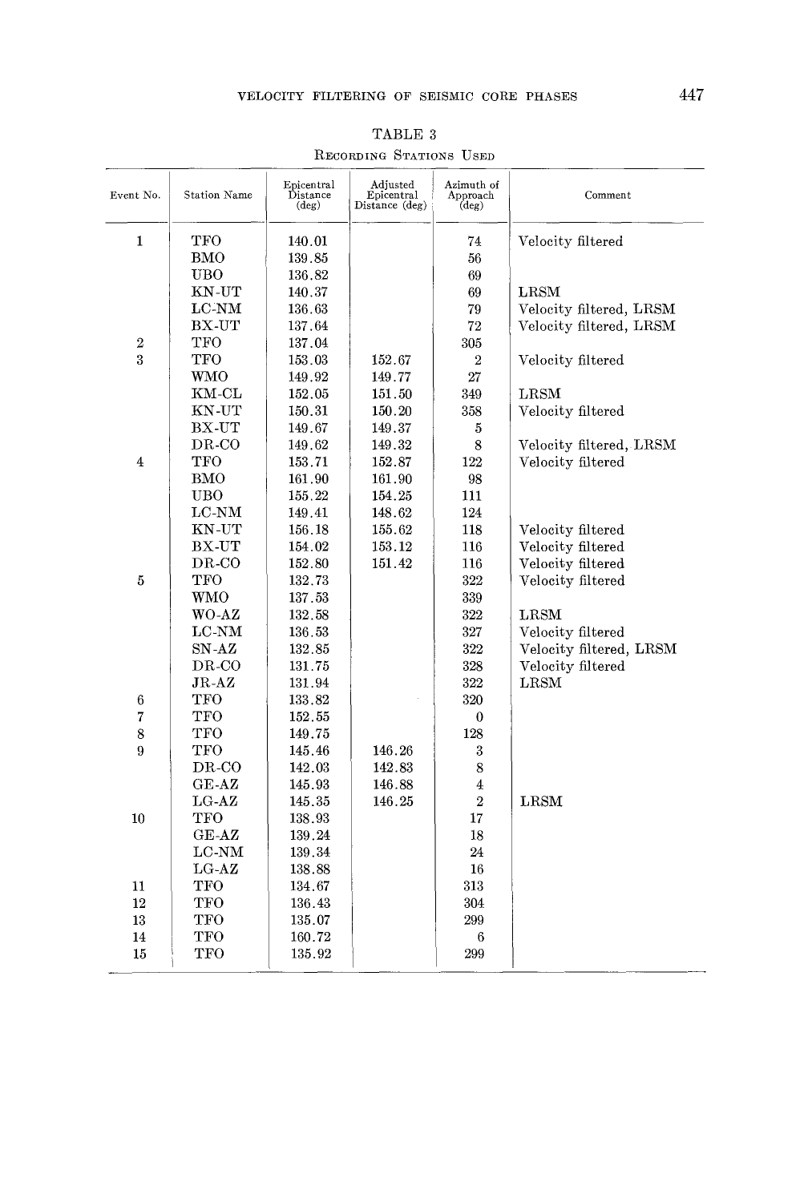TABLE 3

Recording Stations Used

| Event No. | Station Name | Epicentral Distance (deg) | Adjusted Epicentral Distance (deg) | Azimuth of Approach (deg) | Comment |
|---|---|---|---|---|---|
| 1 | TFO | 140.01 | | 74 | Velocity filtered |
| | BMO | 139.85 | | 56 | |
| | UBO | 136.82 | | 69 | |
| | KN-UT | 140.37 | | 69 | LRSM |
| | LC-NM | 136.63 | | 79 | Velocity filtered, LRSM |
| | BX-UT | 137.64 | | 72 | Velocity filtered, LRSM |
| 2 | TFO | 137.04 | | 305 | |
| 3 | TFO | 153.03 | 152.67 | 2 | Velocity filtered |
| | WMO | 149.92 | 149.77 | 27 | |
| | KM-CL | 152.05 | 151.50 | 349 | LRSM |
| | KN-UT | 150.31 | 150.20 | 358 | Velocity filtered |
| | BX-UT | 149.67 | 149.37 | 5 | |
| | DR-CO | 149.62 | 149.32 | 8 | Velocity filtered, LRSM |
| 4 | TFO | 153.71 | 152.87 | 122 | Velocity filtered |
| | BMO | 161.90 | 161.90 | 98 | |
| | UBO | 155.22 | 154.25 | 111 | |
| | LC-NM | 149.41 | 148.62 | 124 | |
| | KN-UT | 156.18 | 155.62 | 118 | Velocity filtered |
| | BX-UT | 154.02 | 153.12 | 116 | Velocity filtered |
| | DR-CO | 152.80 | 151.42 | 116 | Velocity filtered |
| 5 | TFO | 132.73 | | 322 | Velocity filtered |
| | WMO | 137.53 | | 339 | |
| | WO-AZ | 132.58 | | 322 | LRSM |
| | LC-NM | 136.53 | | 327 | Velocity filtered |
| | SN-AZ | 132.85 | | 322 | Velocity filtered, LRSM |
| | DR-CO | 131.75 | | 328 | Velocity filtered |
| | JR-AZ | 131.94 | | 322 | LRSM |
| 6 | TFO | 133.82 | | 320 | |
| 7 | TFO | 152.55 | | 0 | |
| 8 | TFO | 149.75 | | 128 | |
| 9 | TFO | 145.46 | 146.26 | 3 | |
| | DR-CO | 142.03 | 142.83 | 8 | |
| | GE-AZ | 145.93 | 146.88 | 4 | |
| | LG-AZ | 145.35 | 146.25 | 2 | LRSM |
| 10 | TFO | 138.93 | | 17 | |
| | GE-AZ | 139.24 | | 18 | |
| | LC-NM | 139.34 | | 24 | |
| | LG-AZ | 138.88 | | 16 | |
| 11 | TFO | 134.67 | | 313 | |
| 12 | TFO | 136.43 | | 304 | |
| 13 | TFO | 135.07 | | 299 | |
| 14 | TFO | 160.72 | | 6 | |
| 15 | TFO | 135.92 | | 299 | |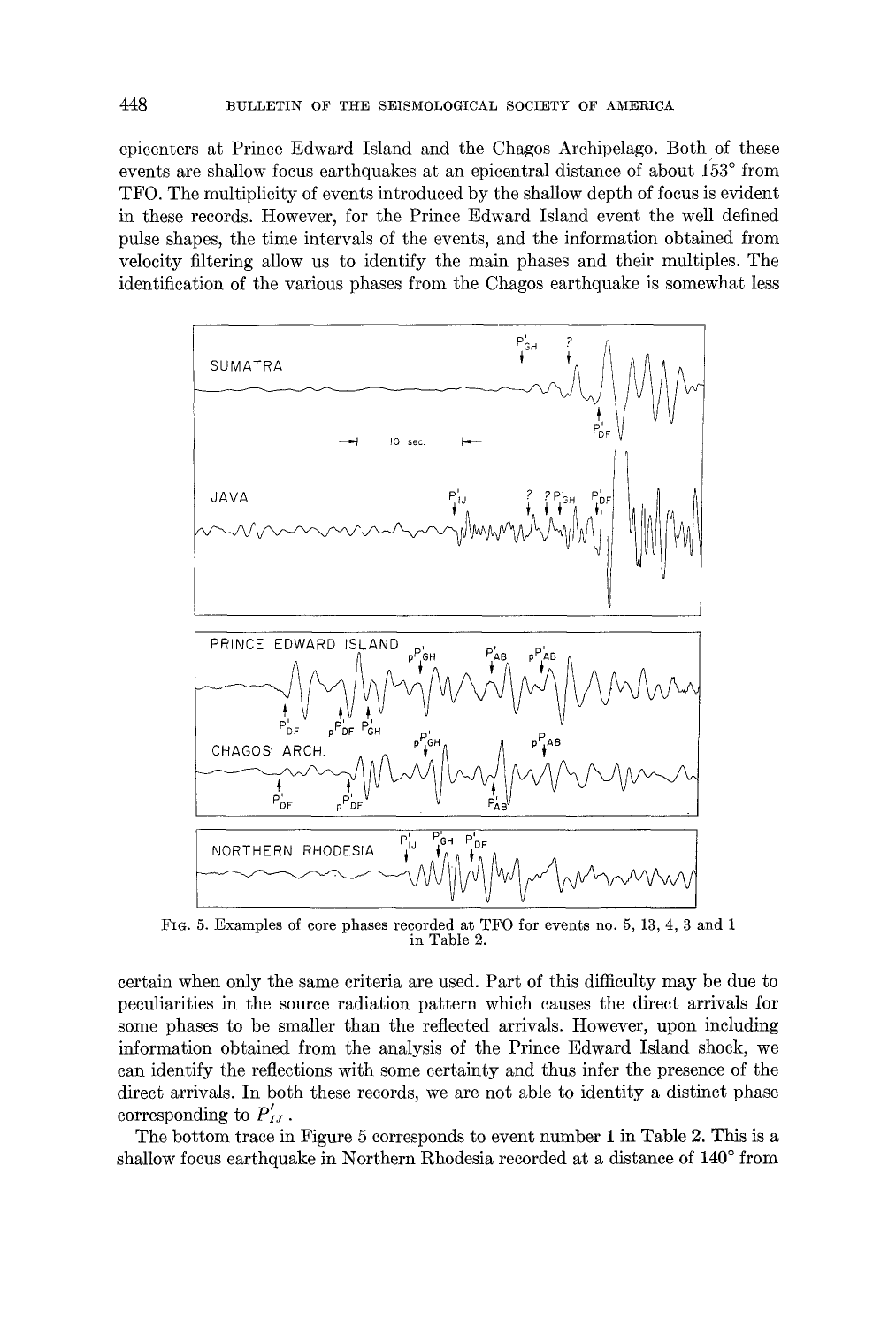epicenters at Prince Edward Island and the Chagos Archipelago. Both of these events are shallow focus earthquakes at an epicentral distance of about 153° from TFO. The multiplicity of events introduced by the shallow depth of focus is evident in these records. However, for the Prince Edward Island event the well defined pulse shapes, the time intervals of the events, and the information obtained from velocity filtering allow us to identify the main phases and their multiples. The identification of the various phases from the Chagos earthquake is somewhat less

SUMATRA

$P'_{GH}$ ? $P'_{DF}$

10 sec.

JAVA

$P'_{IJ}$ ? ? $P'_{GH}$ $P'_{DF}$

PRINCE EDWARD ISLAND

$pP'_{GH}$ $P'_{AB}$ $pP'_{AB}$

$P'_{DF}$ $pP'_{DF}$ $P'_{GH}$

CHAGOS ARCH.

$pP'_{GH}$ $pP'_{AB}$

$P'_{DF}$ $pP'_{DF}$ $P'_{AB}$

NORTHERN RHODESIA

$P'_{IJ}$ $P'_{GH}$ $P'_{DF}$

FIG. 5. Examples of core phases recorded at TFO for events no. 5, 13, 4, 3 and 1 in Table 2.

certain when only the same criteria are used. Part of this difficulty may be due to peculiarities in the source radiation pattern which causes the direct arrivals for some phases to be smaller than the reflected arrivals. However, upon including information obtained from the analysis of the Prince Edward Island shock, we can identify the reflections with some certainty and thus infer the presence of the direct arrivals. In both these records, we are not able to identity a distinct phase corresponding to $P'_{IJ}$.

The bottom trace in Figure 5 corresponds to event number 1 in Table 2. This is a shallow focus earthquake in Northern Rhodesia recorded at a distance of 140° from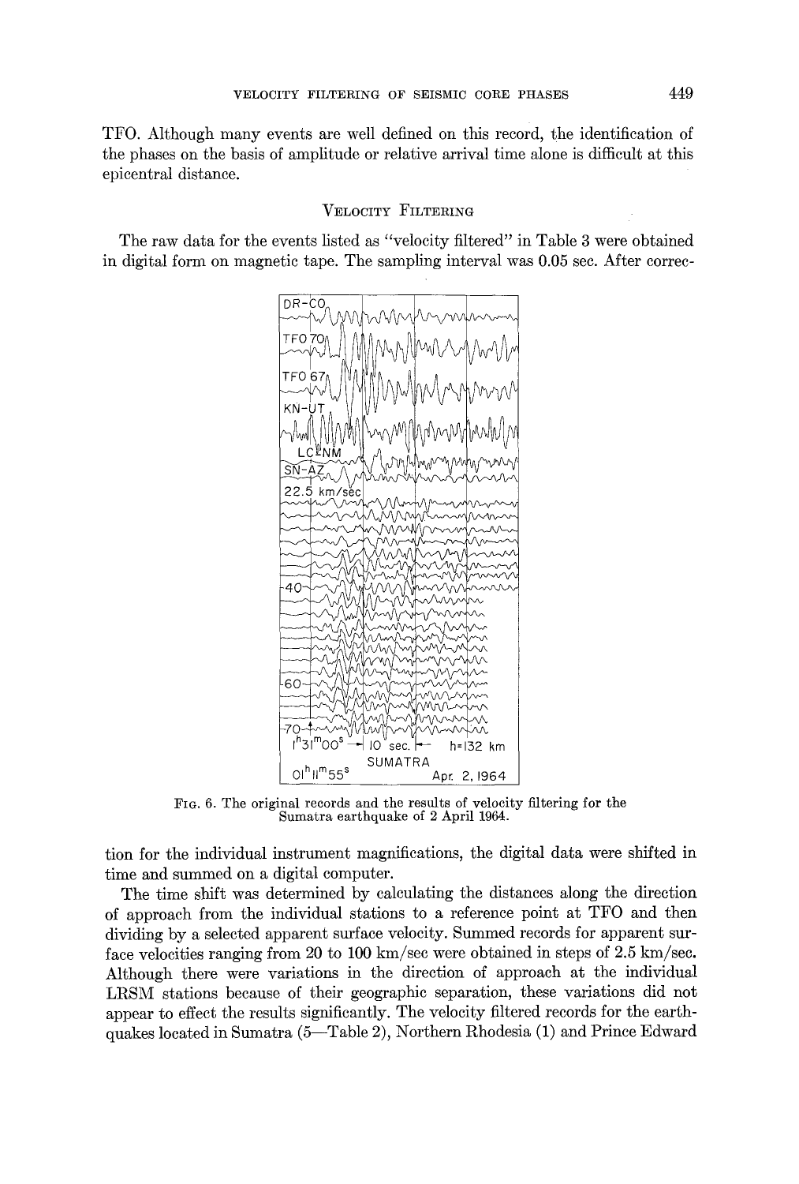TFO. Although many events are well defined on this record, the identification of the phases on the basis of amplitude or relative arrival time alone is difficult at this epicentral distance.

## Velocity Filtering

The raw data for the events listed as "velocity filtered" in Table 3 were obtained in digital form on magnetic tape. The sampling interval was 0.05 sec. After correction for the individual instrument magnifications, the digital data were shifted in time and summed on a digital computer.

DR-CO
TFO 70
TFO 67
KN-UT
LC-NM
SN-AZ
22.5 km/sec
40
60
70
$1^h31^m00^s$ → 10 sec. ← h=132 km
SUMATRA
$01^h11^m55^s$ Apr. 2, 1964

FIG. 6. The original records and the results of velocity filtering for the Sumatra earthquake of 2 April 1964.

The time shift was determined by calculating the distances along the direction of approach from the individual stations to a reference point at TFO and then dividing by a selected apparent surface velocity. Summed records for apparent surface velocities ranging from 20 to 100 km/sec were obtained in steps of 2.5 km/sec. Although there were variations in the direction of approach at the individual LRSM stations because of their geographic separation, these variations did not appear to effect the results significantly. The velocity filtered records for the earthquakes located in Sumatra (5—Table 2), Northern Rhodesia (1) and Prince Edward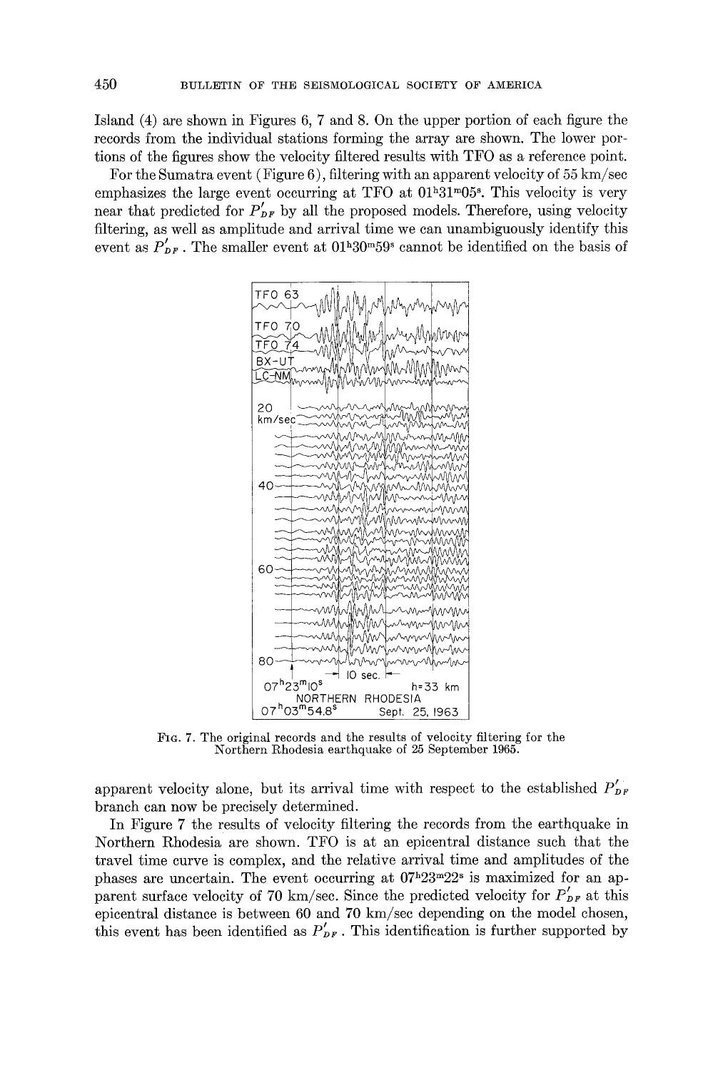Island (4) are shown in Figures 6, 7 and 8. On the upper portion of each figure the records from the individual stations forming the array are shown. The lower portions of the figures show the velocity filtered results with TFO as a reference point.

For the Sumatra event (Figure 6), filtering with an apparent velocity of 55 km/sec emphasizes the large event occurring at TFO at 01h31m05s. This velocity is very near that predicted for $P'_{DF}$ by all the proposed models. Therefore, using velocity filtering, as well as amplitude and arrival time we can unambiguously identify this event as $P'_{DF}$. The smaller event at 01h30m59s cannot be identified on the basis of

TFO 63
TFO 70
TFO 74
BX-UT
LC-NM
20 km/sec
40
60
80
10 sec.
07h23m10s
h=33 km
NORTHERN RHODESIA
07h03m54.8s
Sept. 25, 1963

FIG. 7. The original records and the results of velocity filtering for the Northern Rhodesia earthquake of 25 September 1965.

apparent velocity alone, but its arrival time with respect to the established $P'_{DF}$ branch can now be precisely determined.

In Figure 7 the results of velocity filtering the records from the earthquake in Northern Rhodesia are shown. TFO is at an epicentral distance such that the travel time curve is complex, and the relative arrival time and amplitudes of the phases are uncertain. The event occurring at 07h23m22s is maximized for an apparent surface velocity of 70 km/sec. Since the predicted velocity for $P'_{DF}$ at this epicentral distance is between 60 and 70 km/sec depending on the model chosen, this event has been identified as $P'_{DF}$. This identification is further supported by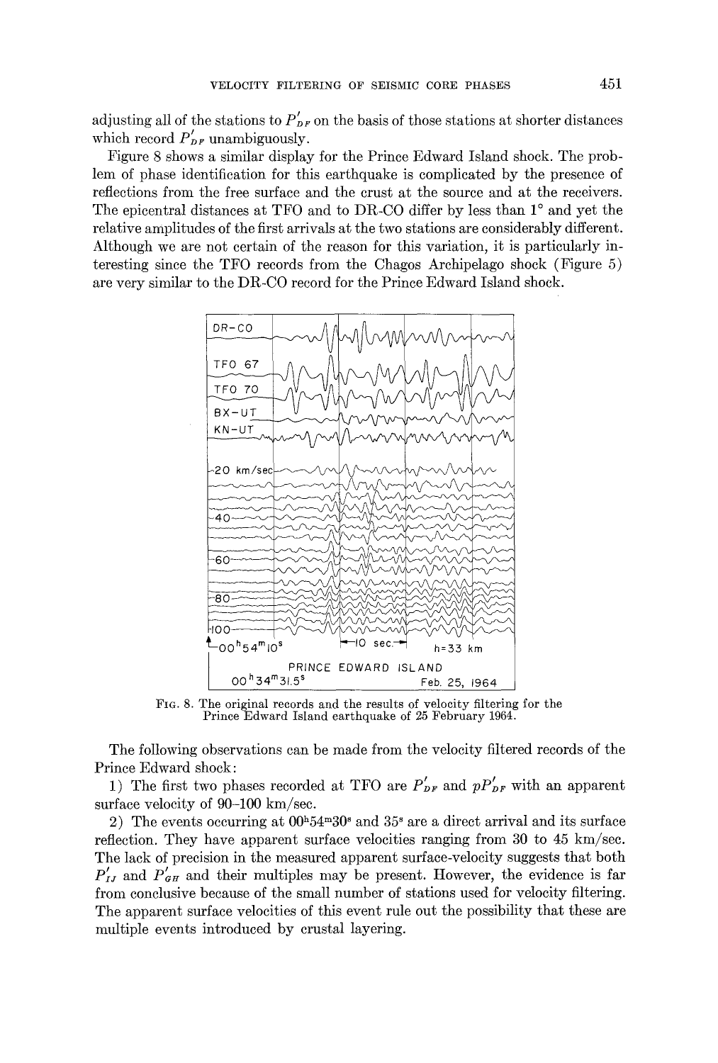adjusting all of the stations to $P'_{DF}$ on the basis of those stations at shorter distances which record $P'_{DF}$ unambiguously.

Figure 8 shows a similar display for the Prince Edward Island shock. The problem of phase identification for this earthquake is complicated by the presence of reflections from the free surface and the crust at the source and at the receivers. The epicentral distances at TFO and to DR-CO differ by less than 1° and yet the relative amplitudes of the first arrivals at the two stations are considerably different. Although we are not certain of the reason for this variation, it is particularly interesting since the TFO records from the Chagos Archipelago shock (Figure 5) are very similar to the DR-CO record for the Prince Edward Island shock.

DR-CO
TFO 67
TFO 70
BX-UT
KN-UT
20 km/sec
40
60
80
100
00h54m10s
10 sec.
h=33 km
PRINCE EDWARD ISLAND
00h34m31.5s
Feb. 25, 1964

FIG. 8. The original records and the results of velocity filtering for the Prince Edward Island earthquake of 25 February 1964.

The following observations can be made from the velocity filtered records of the Prince Edward shock:

1) The first two phases recorded at TFO are $P'_{DF}$ and $pP'_{DF}$ with an apparent surface velocity of 90–100 km/sec.

2) The events occurring at $00^h54^m30^s$ and $35^s$ are a direct arrival and its surface reflection. They have apparent surface velocities ranging from 30 to 45 km/sec. The lack of precision in the measured apparent surface-velocity suggests that both $P'_{IJ}$ and $P'_{GH}$ and their multiples may be present. However, the evidence is far from conclusive because of the small number of stations used for velocity filtering. The apparent surface velocities of this event rule out the possibility that these are multiple events introduced by crustal layering.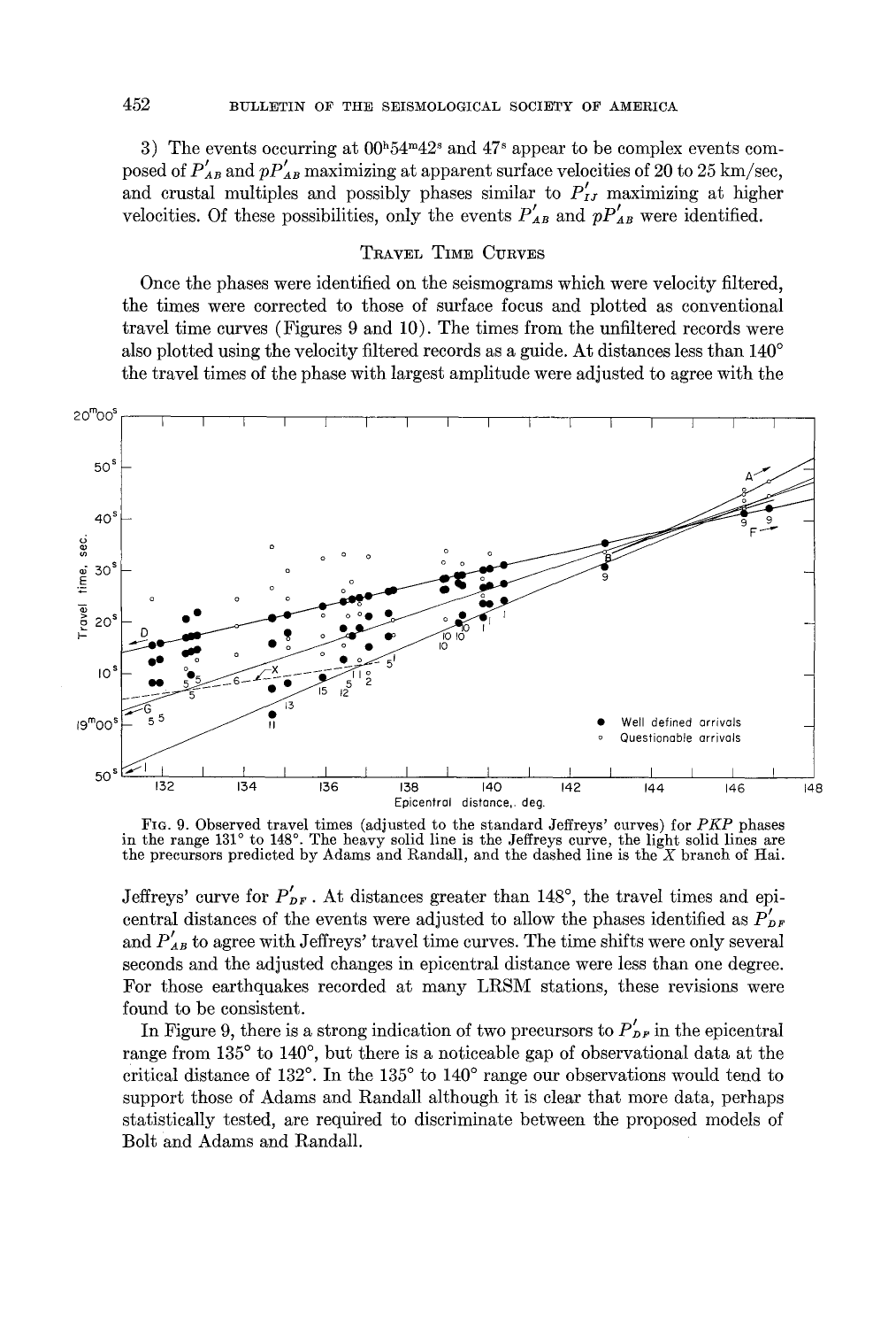3) The events occurring at $00^h54^m42^s$ and $47^s$ appear to be complex events composed of $P'_{AB}$ and $pP'_{AB}$ maximizing at apparent surface velocities of 20 to 25 km/sec, and crustal multiples and possibly phases similar to $P'_{IJ}$ maximizing at higher velocities. Of these possibilities, only the events $P'_{AB}$ and $pP'_{AB}$ were identified.

## Travel Time Curves

Once the phases were identified on the seismograms which were velocity filtered, the times were corrected to those of surface focus and plotted as conventional travel time curves (Figures 9 and 10). The times from the unfiltered records were also plotted using the velocity filtered records as a guide. At distances less than 140° the travel times of the phase with largest amplitude were adjusted to agree with the

$20^m00^s$
$50^s$
$40^s$
$30^s$
$20^s$
$10^s$
$19^m00^s$
$50^s$
Travel time, sec.
132 134 136 138 140 142 144 146 148
Epicentral distance, deg.
A
B
D
F
G
I
X
● Well defined arrivals
○ Questionable arrivals

FIG. 9. Observed travel times (adjusted to the standard Jeffreys' curves) for $PKP$ phases in the range 131° to 148°. The heavy solid line is the Jeffreys curve, the light solid lines are the precursors predicted by Adams and Randall, and the dashed line is the $X$ branch of Hai.

Jeffreys' curve for $P'_{DF}$. At distances greater than 148°, the travel times and epicentral distances of the events were adjusted to allow the phases identified as $P'_{DF}$ and $P'_{AB}$ to agree with Jeffreys' travel time curves. The time shifts were only several seconds and the adjusted changes in epicentral distance were less than one degree. For those earthquakes recorded at many LRSM stations, these revisions were found to be consistent.

In Figure 9, there is a strong indication of two precursors to $P'_{DF}$ in the epicentral range from 135° to 140°, but there is a noticeable gap of observational data at the critical distance of 132°. In the 135° to 140° range our observations would tend to support those of Adams and Randall although it is clear that more data, perhaps statistically tested, are required to discriminate between the proposed models of Bolt and Adams and Randall.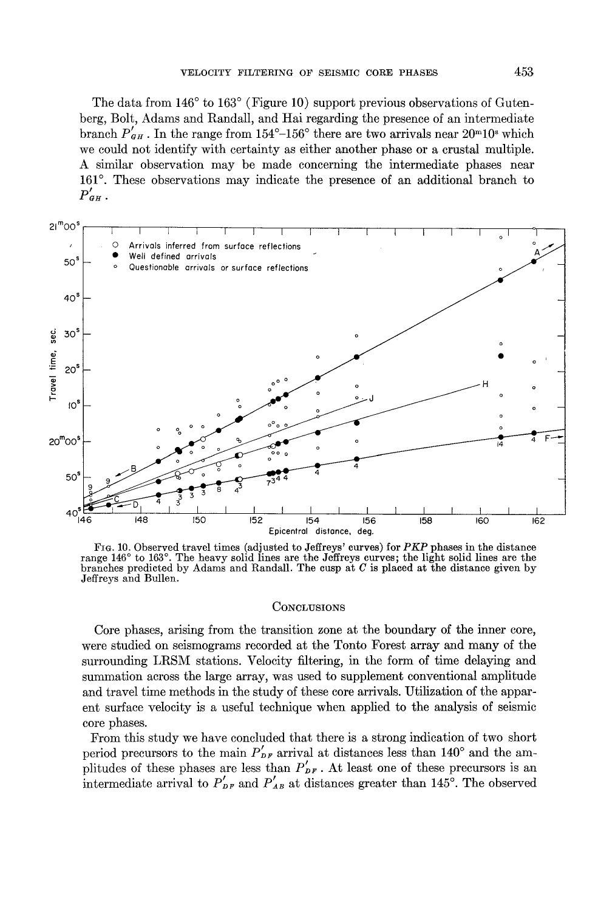The data from 146° to 163° (Figure 10) support previous observations of Gutenberg, Bolt, Adams and Randall, and Hai regarding the presence of an intermediate branch $P'_{GH}$. In the range from 154°–156° there are two arrivals near $20^m10^s$ which we could not identify with certainty as either another phase or a crustal multiple. A similar observation may be made concerning the intermediate phases near 161°. These observations may indicate the presence of an additional branch to $P'_{GH}$.

Arrivals inferred from surface reflections

Well defined arrivals

Questionable arrivals or surface reflections

Travel time, sec.

$21^m00^s$

$50^s$

$40^s$

$30^s$

$20^s$

$10^s$

$20^m00^s$

$50^s$

$40^s$

Epicentral distance, deg.

146 148 150 152 154 156 158 160 162

A B C D F H J

FIG. 10. Observed travel times (adjusted to Jeffreys' curves) for *PKP* phases in the distance range 146° to 163°. The heavy solid lines are the Jeffreys curves; the light solid lines are the branches predicted by Adams and Randall. The cusp at *C* is placed at the distance given by Jeffreys and Bullen.

## CONCLUSIONS

Core phases, arising from the transition zone at the boundary of the inner core, were studied on seismograms recorded at the Tonto Forest array and many of the surrounding LRSM stations. Velocity filtering, in the form of time delaying and summation across the large array, was used to supplement conventional amplitude and travel time methods in the study of these core arrivals. Utilization of the apparent surface velocity is a useful technique when applied to the analysis of seismic core phases.

From this study we have concluded that there is a strong indication of two short period precursors to the main $P'_{DF}$ arrival at distances less than 140° and the amplitudes of these phases are less than $P'_{DF}$. At least one of these precursors is an intermediate arrival to $P'_{DF}$ and $P'_{AB}$ at distances greater than 145°. The observed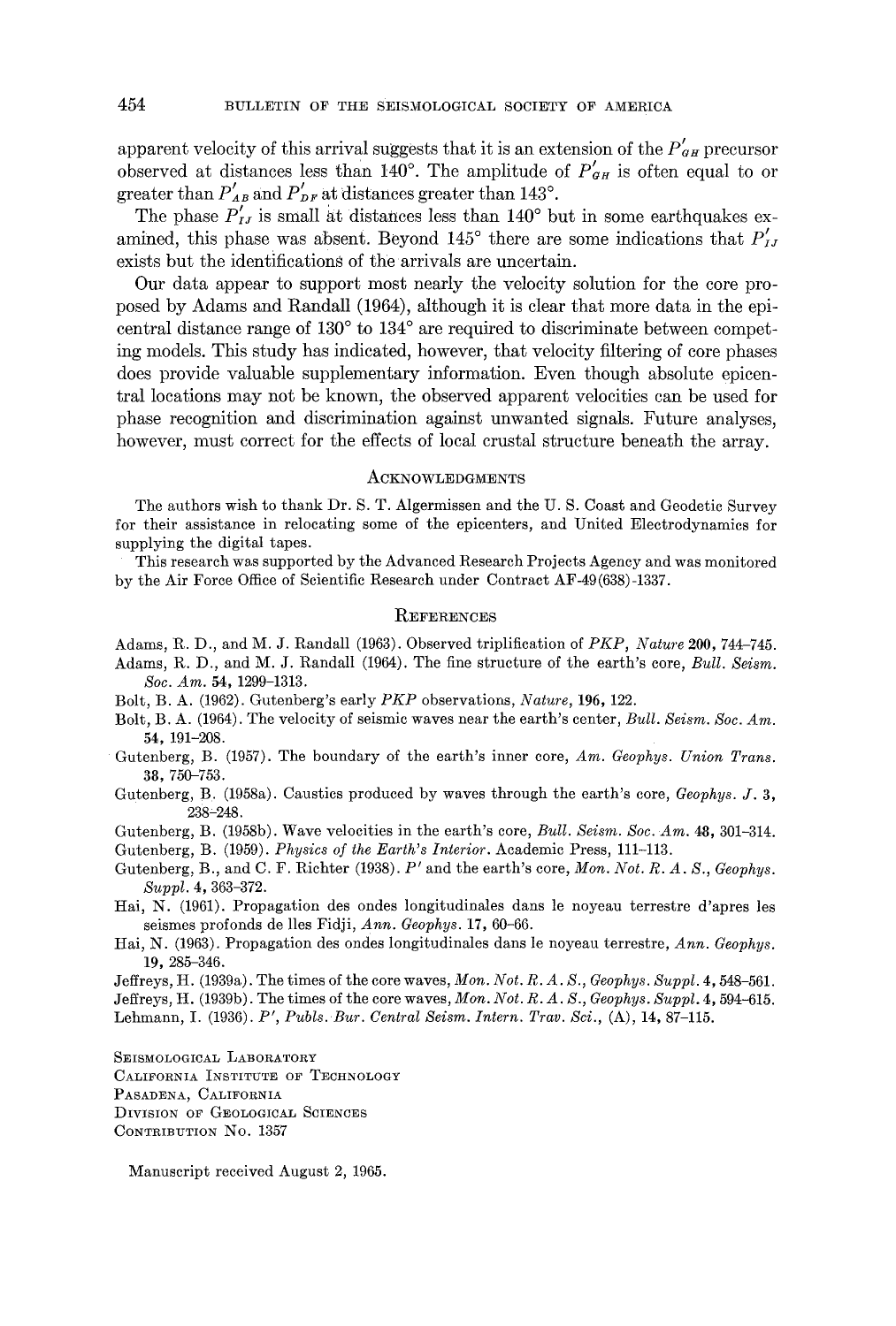apparent velocity of this arrival suggests that it is an extension of the $P'_{GH}$ precursor observed at distances less than 140°. The amplitude of $P'_{GH}$ is often equal to or greater than $P'_{AB}$ and $P'_{DF}$ at distances greater than 143°.

The phase $P'_{IJ}$ is small at distances less than 140° but in some earthquakes examined, this phase was absent. Beyond 145° there are some indications that $P'_{IJ}$ exists but the identifications of the arrivals are uncertain.

Our data appear to support most nearly the velocity solution for the core proposed by Adams and Randall (1964), although it is clear that more data in the epicentral distance range of 130° to 134° are required to discriminate between competing models. This study has indicated, however, that velocity filtering of core phases does provide valuable supplementary information. Even though absolute epicentral locations may not be known, the observed apparent velocities can be used for phase recognition and discrimination against unwanted signals. Future analyses, however, must correct for the effects of local crustal structure beneath the array.

## Acknowledgments

The authors wish to thank Dr. S. T. Algermissen and the U. S. Coast and Geodetic Survey for their assistance in relocating some of the epicenters, and United Electrodynamics for supplying the digital tapes.

This research was supported by the Advanced Research Projects Agency and was monitored by the Air Force Office of Scientific Research under Contract AF-49(638)-1337.

## References

Adams, R. D., and M. J. Randall (1963). Observed triplification of *PKP*, *Nature* **200**, 744–745.

Adams, R. D., and M. J. Randall (1964). The fine structure of the earth's core, *Bull. Seism. Soc. Am.* **54**, 1299–1313.

Bolt, B. A. (1962). Gutenberg's early *PKP* observations, *Nature*, **196**, 122.

Bolt, B. A. (1964). The velocity of seismic waves near the earth's center, *Bull. Seism. Soc. Am.* **54**, 191–208.

Gutenberg, B. (1957). The boundary of the earth's inner core, *Am. Geophys. Union Trans.* **38**, 750–753.

Gutenberg, B. (1958a). Caustics produced by waves through the earth's core, *Geophys. J.* **3**, 238–248.

Gutenberg, B. (1958b). Wave velocities in the earth's core, *Bull. Seism. Soc. Am.* **48**, 301–314.

Gutenberg, B. (1959). *Physics of the Earth's Interior*. Academic Press, 111–113.

Gutenberg, B., and C. F. Richter (1938). *P'* and the earth's core, *Mon. Not. R. A. S., Geophys. Suppl.* **4**, 363–372.

Hai, N. (1961). Propagation des ondes longitudinales dans le noyeau terrestre d'apres les seismes profonds de lles Fidji, *Ann. Geophys.* **17**, 60–66.

Hai, N. (1963). Propagation des ondes longitudinales dans le noyeau terrestre, *Ann. Geophys.* **19**, 285–346.

Jeffreys, H. (1939a). The times of the core waves, *Mon. Not. R. A. S., Geophys. Suppl.* **4**, 548–561.

Jeffreys, H. (1939b). The times of the core waves, *Mon. Not. R. A. S., Geophys. Suppl.* **4**, 594–615.

Lehmann, I. (1936). *P'*, *Publs. Bur. Central Seism. Intern. Trav. Sci.*, (A), **14**, 87–115.

Seismological Laboratory
California Institute of Technology
Pasadena, California
Division of Geological Sciences
Contribution No. 1357

Manuscript received August 2, 1965.